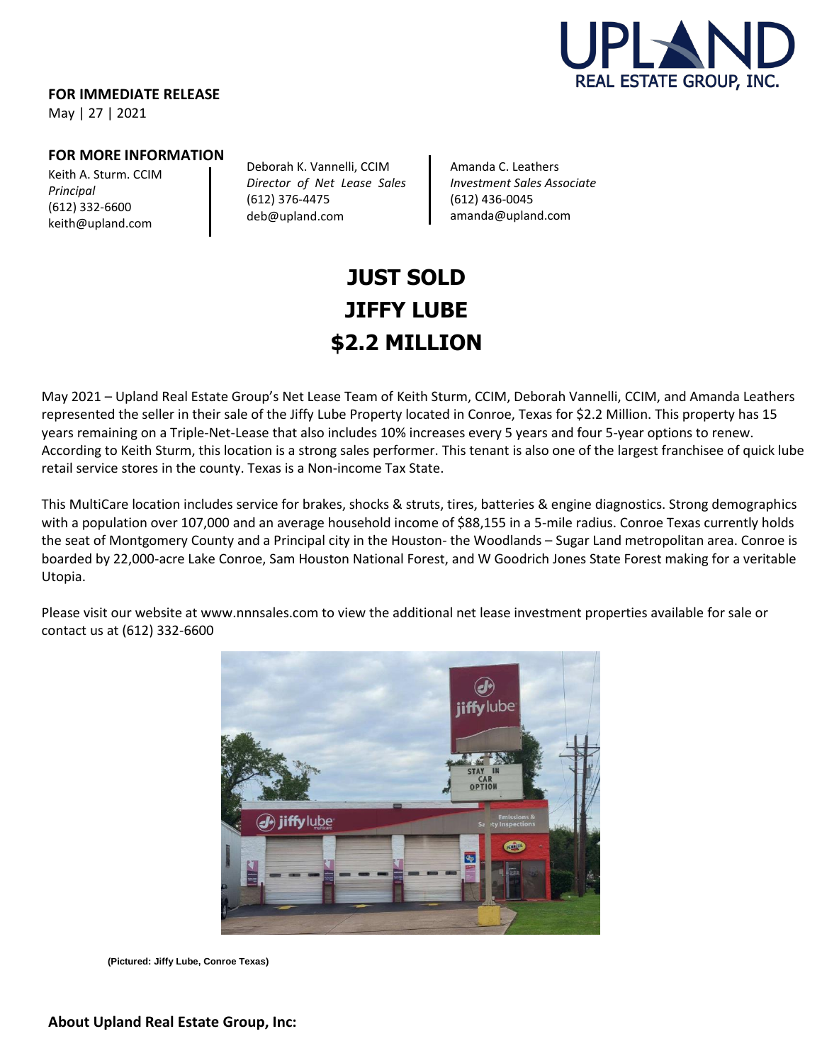**FOR IMMEDIATE RELEASE**
May | 27 | 2021

**FOR MORE INFORMATION**

Keith A. Sturm. CCIM
*Principal*
(612) 332-6600
keith@upland.com

Deborah K. Vannelli, CCIM
*Director of Net Lease Sales*
(612) 376-4475
deb@upland.com

Amanda C. Leathers
*Investment Sales Associate*
(612) 436-0045
amanda@upland.com

# JUST SOLD
# JIFFY LUBE
# $2.2 MILLION

May 2021 – Upland Real Estate Group's Net Lease Team of Keith Sturm, CCIM, Deborah Vannelli, CCIM, and Amanda Leathers represented the seller in their sale of the Jiffy Lube Property located in Conroe, Texas for $2.2 Million. This property has 15 years remaining on a Triple-Net-Lease that also includes 10% increases every 5 years and four 5-year options to renew. According to Keith Sturm, this location is a strong sales performer. This tenant is also one of the largest franchisee of quick lube retail service stores in the county. Texas is a Non-income Tax State.

This MultiCare location includes service for brakes, shocks & struts, tires, batteries & engine diagnostics. Strong demographics with a population over 107,000 and an average household income of $88,155 in a 5-mile radius. Conroe Texas currently holds the seat of Montgomery County and a Principal city in the Houston- the Woodlands – Sugar Land metropolitan area. Conroe is boarded by 22,000-acre Lake Conroe, Sam Houston National Forest, and W Goodrich Jones State Forest making for a veritable Utopia.

Please visit our website at www.nnnsales.com to view the additional net lease investment properties available for sale or contact us at (612) 332-6600

(Pictured: Jiffy Lube, Conroe Texas)

**About Upland Real Estate Group, Inc:**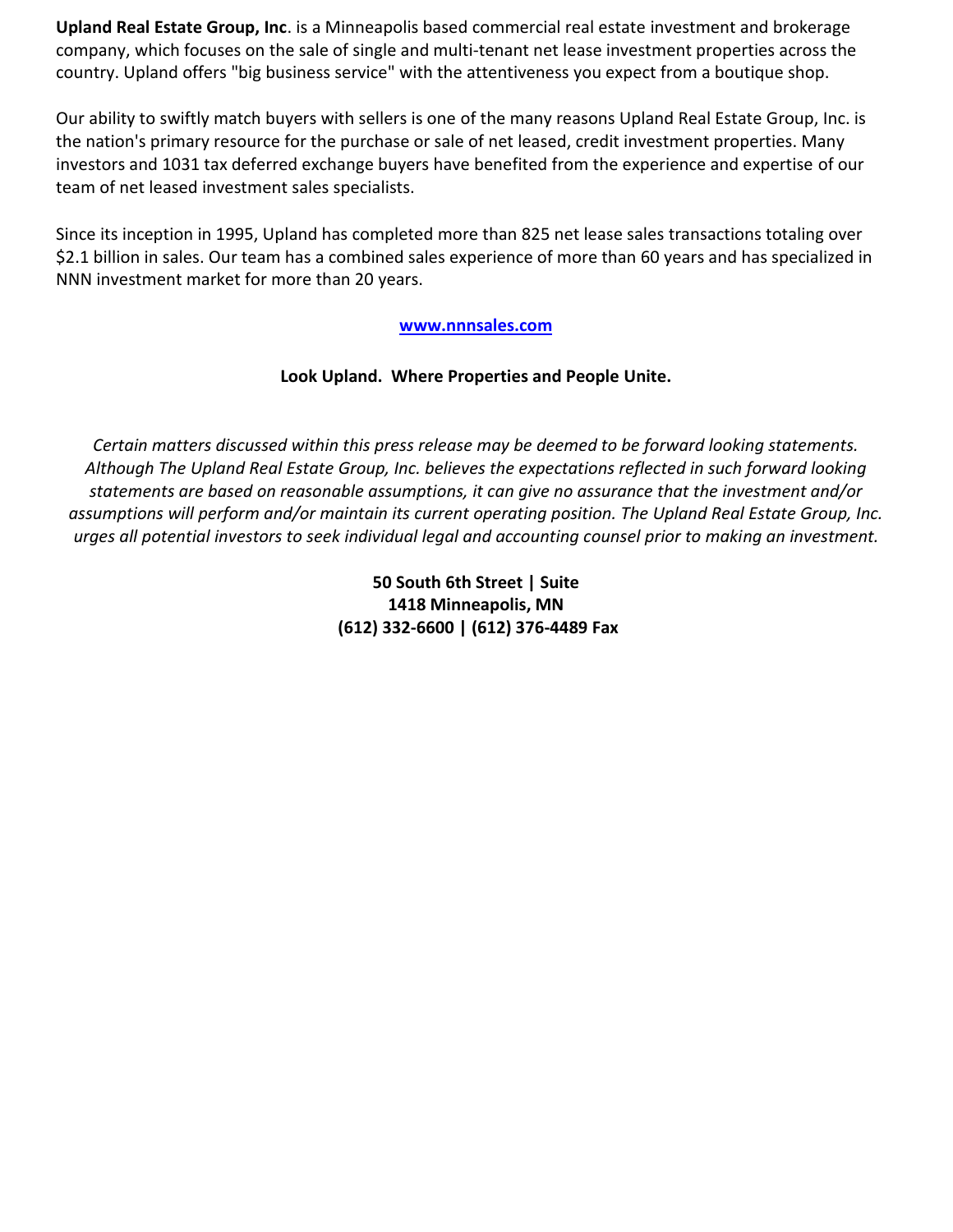**Upland Real Estate Group, Inc**. is a Minneapolis based commercial real estate investment and brokerage company, which focuses on the sale of single and multi-tenant net lease investment properties across the country. Upland offers "big business service" with the attentiveness you expect from a boutique shop.

Our ability to swiftly match buyers with sellers is one of the many reasons Upland Real Estate Group, Inc. is the nation's primary resource for the purchase or sale of net leased, credit investment properties. Many investors and 1031 tax deferred exchange buyers have benefited from the experience and expertise of our team of net leased investment sales specialists.

Since its inception in 1995, Upland has completed more than 825 net lease sales transactions totaling over $2.1 billion in sales. Our team has a combined sales experience of more than 60 years and has specialized in NNN investment market for more than 20 years.

**www.nnnsales.com**

**Look Upland. Where Properties and People Unite.**

*Certain matters discussed within this press release may be deemed to be forward looking statements. Although The Upland Real Estate Group, Inc. believes the expectations reflected in such forward looking statements are based on reasonable assumptions, it can give no assurance that the investment and/or assumptions will perform and/or maintain its current operating position. The Upland Real Estate Group, Inc. urges all potential investors to seek individual legal and accounting counsel prior to making an investment.*

**50 South 6th Street | Suite 1418 Minneapolis, MN**
**(612) 332-6600 | (612) 376-4489 Fax**